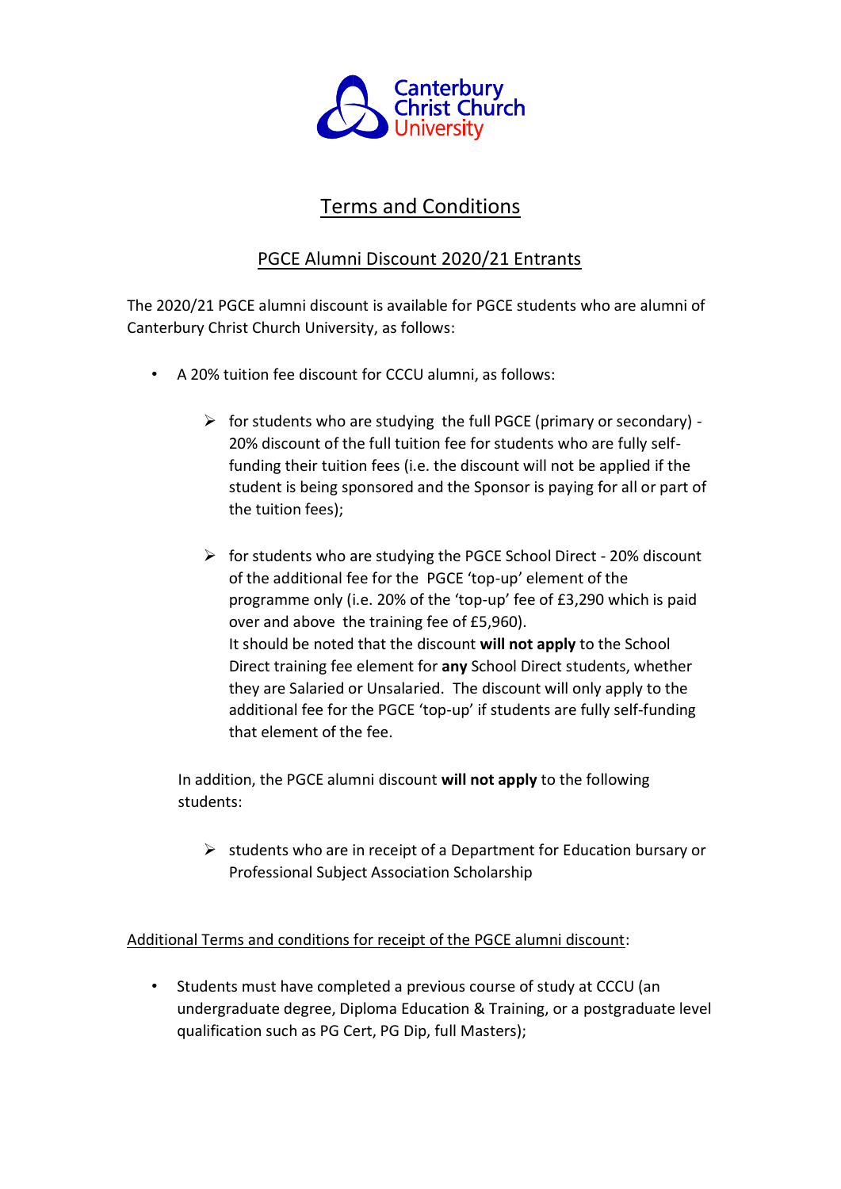Canterbury Christ Church University

# Terms and Conditions

## PGCE Alumni Discount 2020/21 Entrants

The 2020/21 PGCE alumni discount is available for PGCE students who are alumni of Canterbury Christ Church University, as follows:

- A 20% tuition fee discount for CCCU alumni, as follows:
    - for students who are studying the full PGCE (primary or secondary) - 20% discount of the full tuition fee for students who are fully self-funding their tuition fees (i.e. the discount will not be applied if the student is being sponsored and the Sponsor is paying for all or part of the tuition fees);
    - for students who are studying the PGCE School Direct - 20% discount of the additional fee for the PGCE 'top-up' element of the programme only (i.e. 20% of the 'top-up' fee of £3,290 which is paid over and above the training fee of £5,960).
      It should be noted that the discount **will not apply** to the School Direct training fee element for **any** School Direct students, whether they are Salaried or Unsalaried. The discount will only apply to the additional fee for the PGCE 'top-up' if students are fully self-funding that element of the fee.

  In addition, the PGCE alumni discount **will not apply** to the following students:

    - students who are in receipt of a Department for Education bursary or Professional Subject Association Scholarship

Additional Terms and conditions for receipt of the PGCE alumni discount:

- Students must have completed a previous course of study at CCCU (an undergraduate degree, Diploma Education & Training, or a postgraduate level qualification such as PG Cert, PG Dip, full Masters);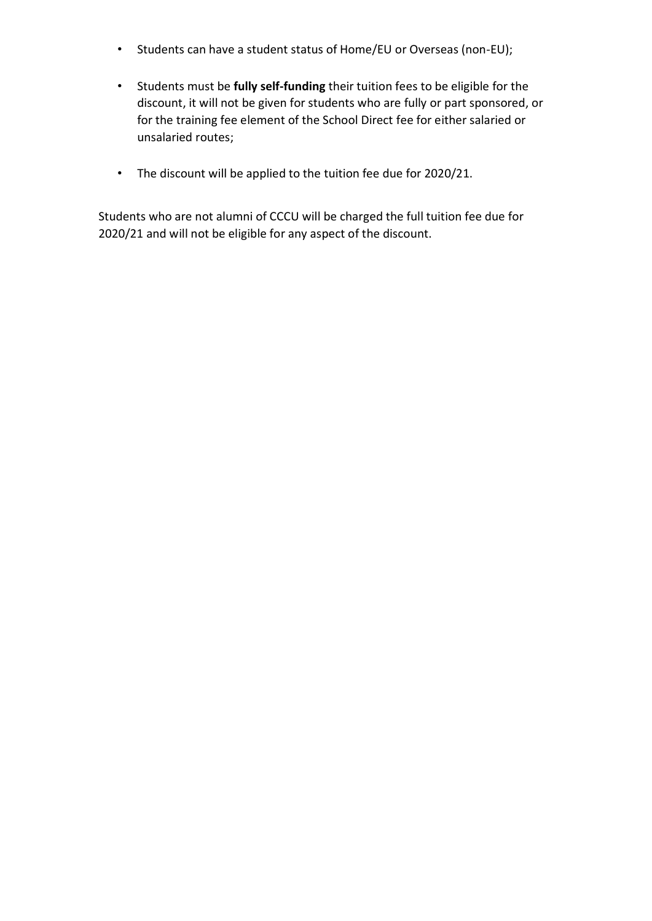- Students can have a student status of Home/EU or Overseas (non-EU);
- Students must be **fully self-funding** their tuition fees to be eligible for the discount, it will not be given for students who are fully or part sponsored, or for the training fee element of the School Direct fee for either salaried or unsalaried routes;
- The discount will be applied to the tuition fee due for 2020/21.

Students who are not alumni of CCCU will be charged the full tuition fee due for 2020/21 and will not be eligible for any aspect of the discount.